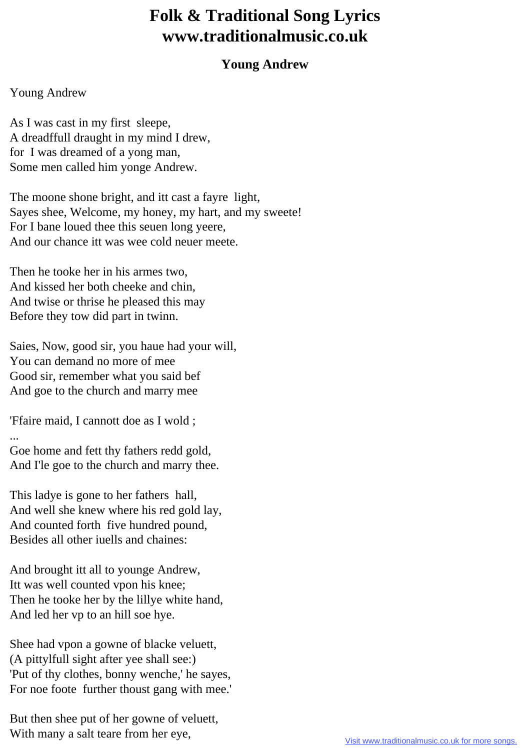# Folk & Traditional Song Lyrics
# www.traditionalmusic.co.uk

## Young Andrew

Young Andrew

As I was cast in my first sleepe,
A dreadffull draught in my mind I drew,
for I was dreamed of a yong man,
Some men called him yonge Andrew.

The moone shone bright, and itt cast a fayre light,
Sayes shee, Welcome, my honey, my hart, and my sweete!
For I bane loued thee this seuen long yeere,
And our chance itt was wee cold neuer meete.

Then he tooke her in his armes two,
And kissed her both cheeke and chin,
And twise or thrise he pleased this may
Before they tow did part in twinn.

Saies, Now, good sir, you haue had your will,
You can demand no more of mee
Good sir, remember what you said bef
And goe to the church and marry mee

'Ffaire maid, I cannott doe as I wold ;
...
Goe home and fett thy fathers redd gold,
And I'le goe to the church and marry thee.

This ladye is gone to her fathers hall,
And well she knew where his red gold lay,
And counted forth five hundred pound,
Besides all other iuells and chaines:

And brought itt all to younge Andrew,
Itt was well counted vpon his knee;
Then he tooke her by the lillye white hand,
And led her vp to an hill soe hye.

Shee had vpon a gowne of blacke veluett,
(A pittylfull sight after yee shall see:)
'Put of thy clothes, bonny wenche,' he sayes,
For noe foote further thoust gang with mee.'

But then shee put of her gowne of veluett,
With many a salt teare from her eye,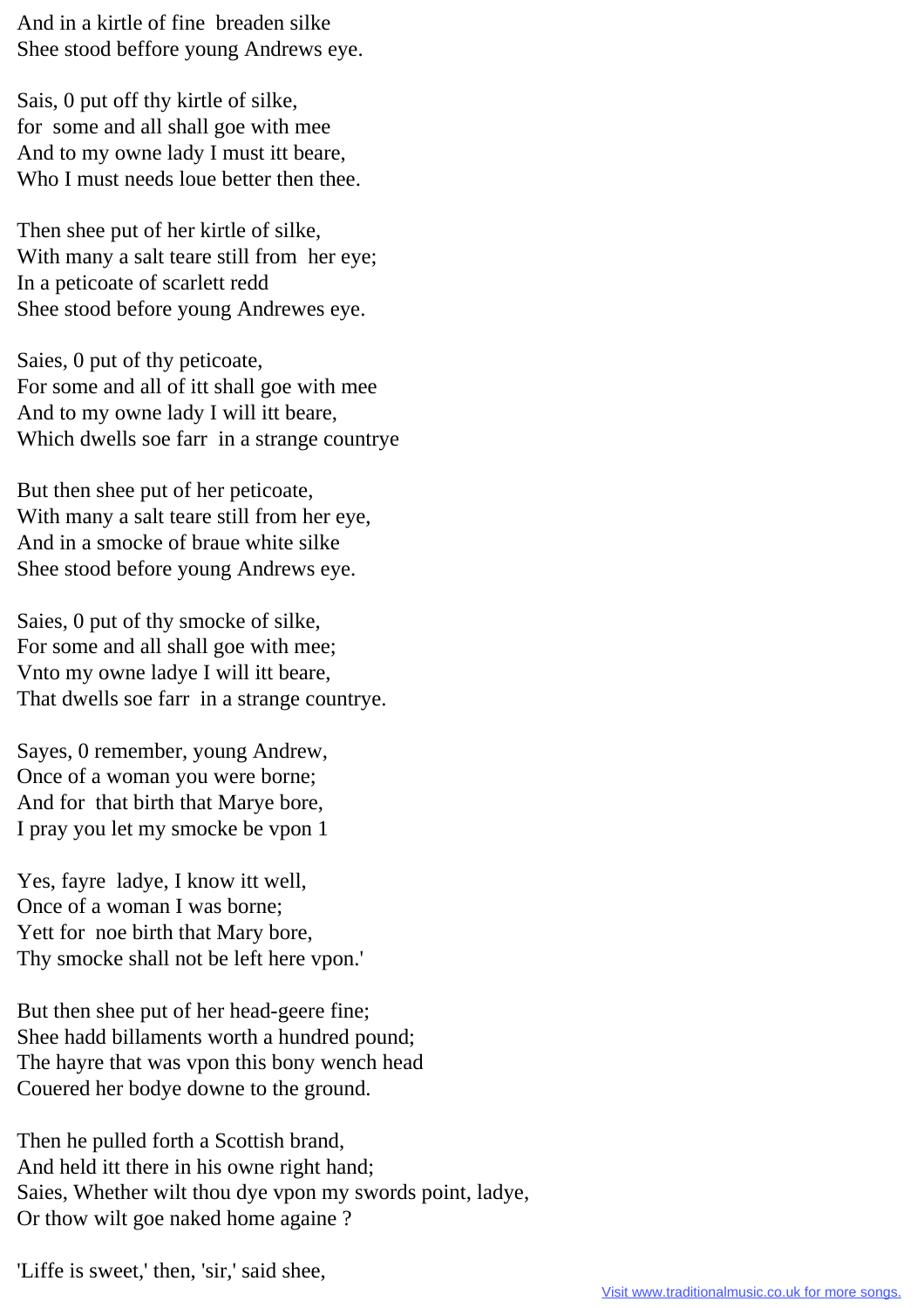And in a kirtle of fine  breaden silke
Shee stood beffore young Andrews eye.

Sais, 0 put off thy kirtle of silke,
for  some and all shall goe with mee
And to my owne lady I must itt beare,
Who I must needs loue better then thee.

Then shee put of her kirtle of silke,
With many a salt teare still from  her eye;
In a peticoate of scarlett redd
Shee stood before young Andrewes eye.

Saies, 0 put of thy peticoate,
For some and all of itt shall goe with mee
And to my owne lady I will itt beare,
Which dwells soe farr  in a strange countrye

But then shee put of her peticoate,
With many a salt teare still from her eye,
And in a smocke of braue white silke
Shee stood before young Andrews eye.

Saies, 0 put of thy smocke of silke,
For some and all shall goe with mee;
Vnto my owne ladye I will itt beare,
That dwells soe farr  in a strange countrye.

Sayes, 0 remember, young Andrew,
Once of a woman you were borne;
And for  that birth that Marye bore,
I pray you let my smocke be vpon 1

Yes, fayre  ladye, I know itt well,
Once of a woman I was borne;
Yett for  noe birth that Mary bore,
Thy smocke shall not be left here vpon.'

But then shee put of her head-geere fine;
Shee hadd billaments worth a hundred pound;
The hayre that was vpon this bony wench head
Couered her bodye downe to the ground.

Then he pulled forth a Scottish brand,
And held itt there in his owne right hand;
Saies, Whether wilt thou dye vpon my swords point, ladye,
Or thow wilt goe naked home againe ?

'Liffe is sweet,' then, 'sir,' said shee,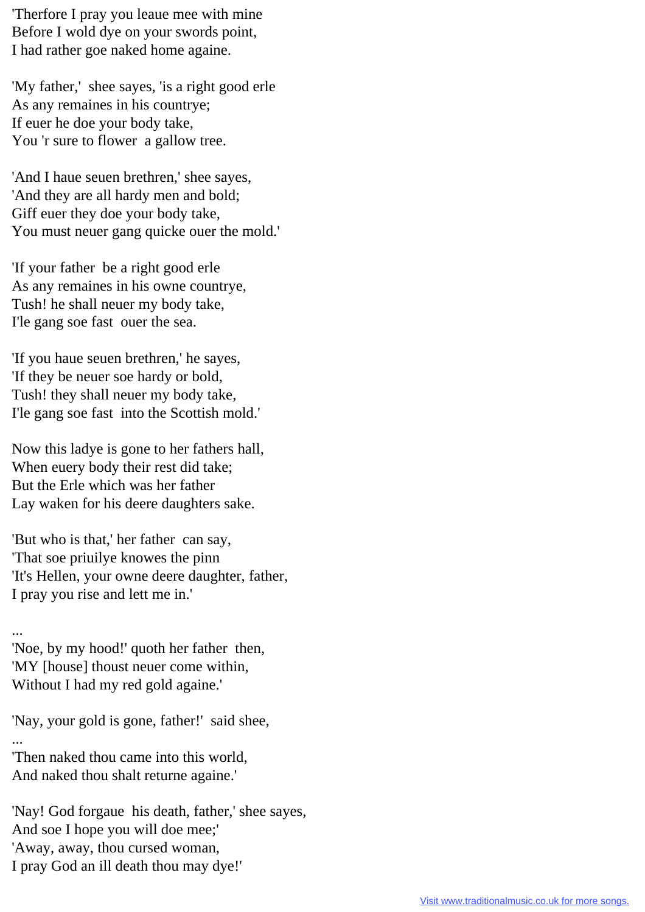'Therfore I pray you leaue mee with mine
Before I wold dye on your swords point,
I had rather goe naked home againe.

'My father,' shee sayes, 'is a right good erle
As any remaines in his countrye;
If euer he doe your body take,
You 'r sure to flower a gallow tree.

'And I haue seuen brethren,' shee sayes,
'And they are all hardy men and bold;
Giff euer they doe your body take,
You must neuer gang quicke ouer the mold.'

'If your father be a right good erle
As any remaines in his owne countrye,
Tush! he shall neuer my body take,
I'le gang soe fast ouer the sea.

'If you haue seuen brethren,' he sayes,
'If they be neuer soe hardy or bold,
Tush! they shall neuer my body take,
I'le gang soe fast into the Scottish mold.'

Now this ladye is gone to her fathers hall,
When euery body their rest did take;
But the Erle which was her father
Lay waken for his deere daughters sake.

'But who is that,' her father can say,
'That soe priuilye knowes the pinn
'It's Hellen, your owne deere daughter, father,
I pray you rise and lett me in.'

...
'Noe, by my hood!' quoth her father then,
'MY [house] thoust neuer come within,
Without I had my red gold againe.'

'Nay, your gold is gone, father!' said shee,
...
'Then naked thou came into this world,
And naked thou shalt returne againe.'

'Nay! God forgaue his death, father,' shee sayes,
And soe I hope you will doe mee;'
'Away, away, thou cursed woman,
I pray God an ill death thou may dye!'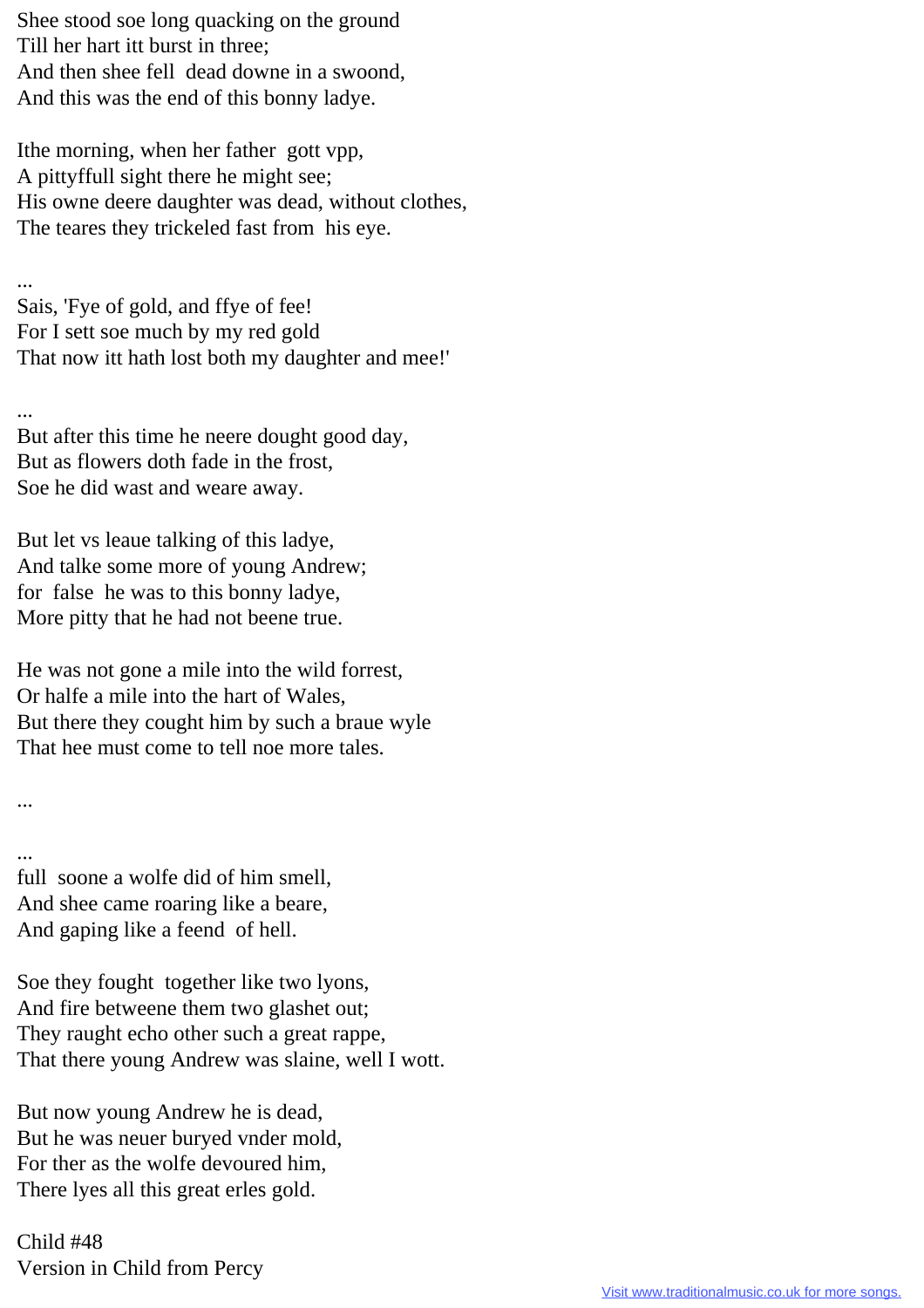Shee stood soe long quacking on the ground
Till her hart itt burst in three;
And then shee fell dead downe in a swoond,
And this was the end of this bonny ladye.

Ithe morning, when her father gott vpp,
A pittyffull sight there he might see;
His owne deere daughter was dead, without clothes,
The teares they trickeled fast from his eye.

...
Sais, 'Fye of gold, and ffye of fee!
For I sett soe much by my red gold
That now itt hath lost both my daughter and mee!'

...
But after this time he neere dought good day,
But as flowers doth fade in the frost,
Soe he did wast and weare away.

But let vs leaue talking of this ladye,
And talke some more of young Andrew;
for false he was to this bonny ladye,
More pitty that he had not beene true.

He was not gone a mile into the wild forrest,
Or halfe a mile into the hart of Wales,
But there they cought him by such a braue wyle
That hee must come to tell noe more tales.

...

...
full soone a wolfe did of him smell,
And shee came roaring like a beare,
And gaping like a feend of hell.

Soe they fought together like two lyons,
And fire betweene them two glashet out;
They raught echo other such a great rappe,
That there young Andrew was slaine, well I wott.

But now young Andrew he is dead,
But he was neuer buryed vnder mold,
For ther as the wolfe devoured him,
There lyes all this great erles gold.

Child #48
Version in Child from Percy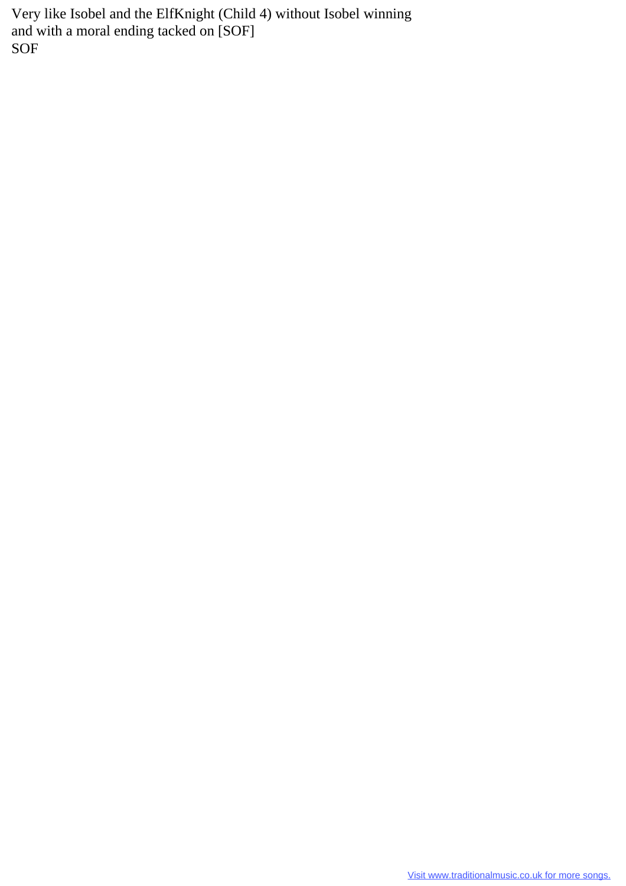Very like Isobel and the ElfKnight (Child 4) without Isobel winning
and with a moral ending tacked on [SOF]
SOF